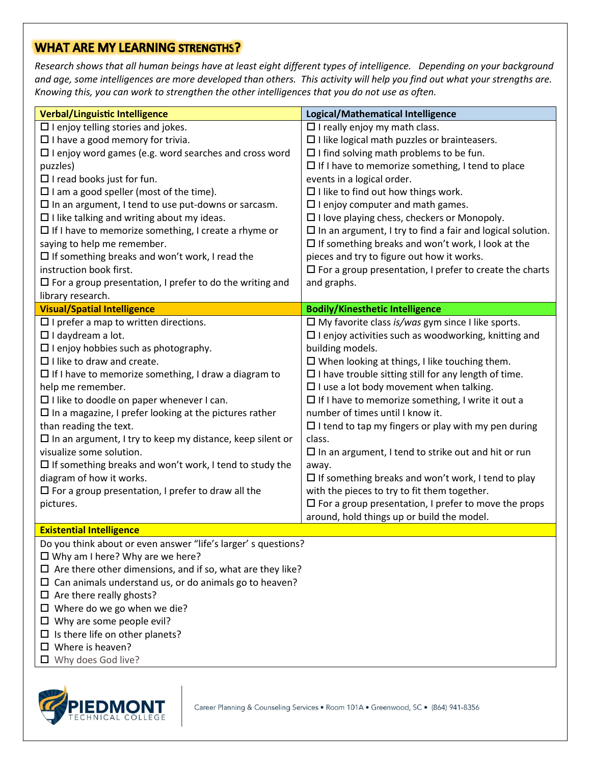# WHAT ARE MY LEARNING STRENGTHS?

*Research shows that all human beings have at least eight different types of intelligence. Depending on your background and age, some intelligences are more developed than others. This activity will help you find out what your strengths are. Knowing this, you can work to strengthen the other intelligences that you do not use as often.*

| Verbal/Linguistic Intelligence | Logical/Mathematical Intelligence |
|---|---|
| ☐ I enjoy telling stories and jokes.<br>☐ I have a good memory for trivia.<br>☐ I enjoy word games (e.g. word searches and cross word puzzles)<br>☐ I read books just for fun.<br>☐ I am a good speller (most of the time).<br>☐ In an argument, I tend to use put-downs or sarcasm.<br>☐ I like talking and writing about my ideas.<br>☐ If I have to memorize something, I create a rhyme or saying to help me remember.<br>☐ If something breaks and won't work, I read the instruction book first.<br>☐ For a group presentation, I prefer to do the writing and library research. | ☐ I really enjoy my math class.<br>☐ I like logical math puzzles or brainteasers.<br>☐ I find solving math problems to be fun.<br>☐ If I have to memorize something, I tend to place events in a logical order.<br>☐ I like to find out how things work.<br>☐ I enjoy computer and math games.<br>☐ I love playing chess, checkers or Monopoly.<br>☐ In an argument, I try to find a fair and logical solution.<br>☐ If something breaks and won't work, I look at the pieces and try to figure out how it works.<br>☐ For a group presentation, I prefer to create the charts and graphs. |
| **Visual/Spatial Intelligence** | **Bodily/Kinesthetic Intelligence** |
| ☐ I prefer a map to written directions.<br>☐ I daydream a lot.<br>☐ I enjoy hobbies such as photography.<br>☐ I like to draw and create.<br>☐ If I have to memorize something, I draw a diagram to help me remember.<br>☐ I like to doodle on paper whenever I can.<br>☐ In a magazine, I prefer looking at the pictures rather than reading the text.<br>☐ In an argument, I try to keep my distance, keep silent or visualize some solution.<br>☐ If something breaks and won't work, I tend to study the diagram of how it works.<br>☐ For a group presentation, I prefer to draw all the pictures. | ☐ My favorite class *is/was* gym since I like sports.<br>☐ I enjoy activities such as woodworking, knitting and building models.<br>☐ When looking at things, I like touching them.<br>☐ I have trouble sitting still for any length of time.<br>☐ I use a lot body movement when talking.<br>☐ If I have to memorize something, I write it out a number of times until I know it.<br>☐ I tend to tap my fingers or play with my pen during class.<br>☐ In an argument, I tend to strike out and hit or run away.<br>☐ If something breaks and won't work, I tend to play with the pieces to try to fit them together.<br>☐ For a group presentation, I prefer to move the props around, hold things up or build the model. |

**Existential Intelligence**

Do you think about or even answer "life's larger' s questions?

- ☐ Why am I here? Why are we here?
- ☐ Are there other dimensions, and if so, what are they like?
- ☐ Can animals understand us, or do animals go to heaven?
- ☐ Are there really ghosts?
- ☐ Where do we go when we die?
- ☐ Why are some people evil?
- ☐ Is there life on other planets?
- ☐ Where is heaven?
- ☐ Why does God live?

PIEDMONT TECHNICAL COLLEGE | Career Planning & Counseling Services • Room 101A • Greenwood, SC • (864) 941-8356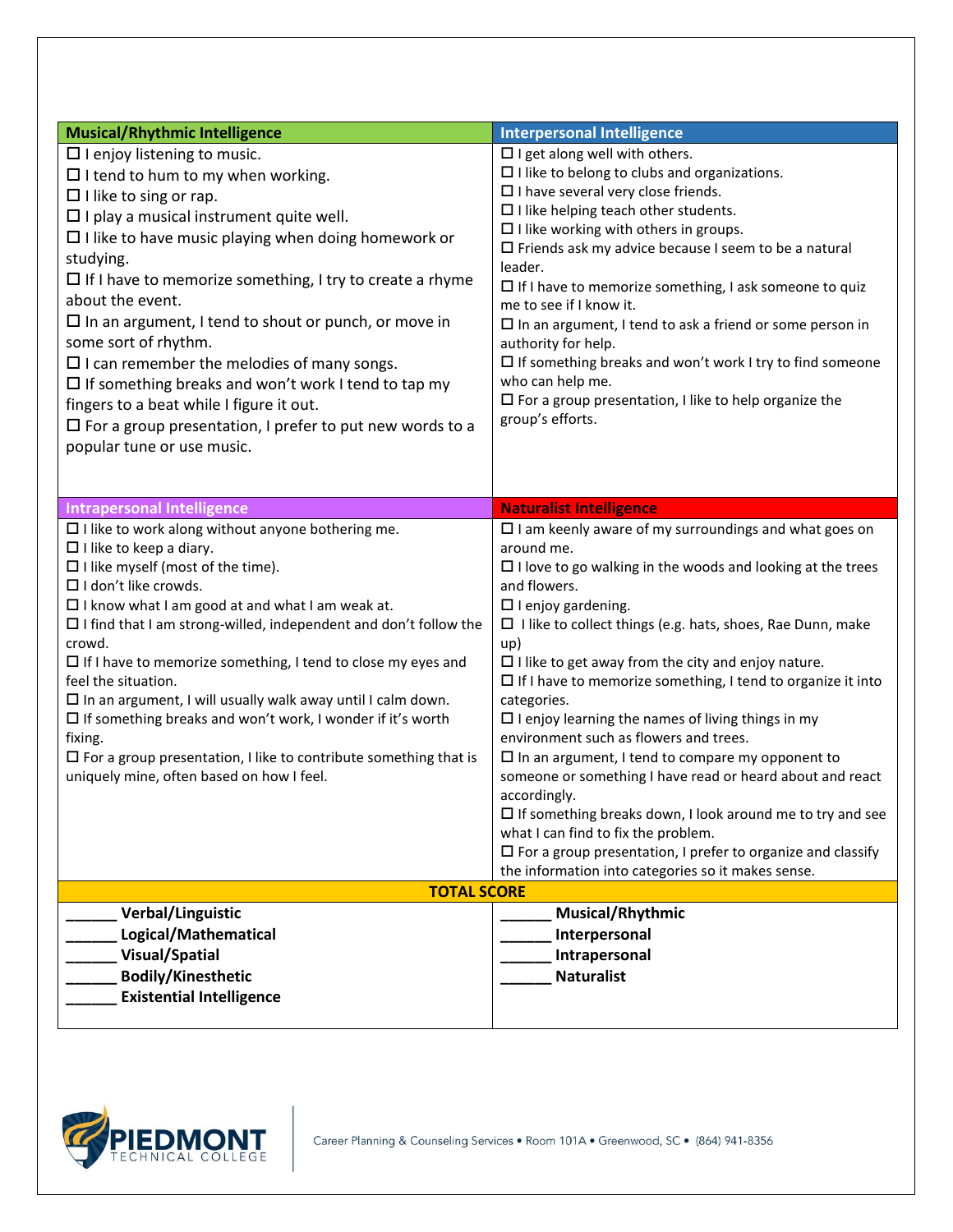### Musical/Rhythmic Intelligence

- ☐ I enjoy listening to music.
- ☐ I tend to hum to my when working.
- ☐ I like to sing or rap.
- ☐ I play a musical instrument quite well.
- ☐ I like to have music playing when doing homework or studying.
- ☐ If I have to memorize something, I try to create a rhyme about the event.
- ☐ In an argument, I tend to shout or punch, or move in some sort of rhythm.
- ☐ I can remember the melodies of many songs.
- ☐ If something breaks and won't work I tend to tap my fingers to a beat while I figure it out.
- ☐ For a group presentation, I prefer to put new words to a popular tune or use music.

### Interpersonal Intelligence

- ☐ I get along well with others.
- ☐ I like to belong to clubs and organizations.
- ☐ I have several very close friends.
- ☐ I like helping teach other students.
- ☐ I like working with others in groups.
- ☐ Friends ask my advice because I seem to be a natural leader.
- ☐ If I have to memorize something, I ask someone to quiz me to see if I know it.
- ☐ In an argument, I tend to ask a friend or some person in authority for help.
- ☐ If something breaks and won't work I try to find someone who can help me.
- ☐ For a group presentation, I like to help organize the group's efforts.

### Intrapersonal Intelligence

- ☐ I like to work along without anyone bothering me.
- ☐ I like to keep a diary.
- ☐ I like myself (most of the time).
- ☐ I don't like crowds.
- ☐ I know what I am good at and what I am weak at.
- ☐ I find that I am strong-willed, independent and don't follow the crowd.
- ☐ If I have to memorize something, I tend to close my eyes and feel the situation.
- ☐ In an argument, I will usually walk away until I calm down.
- ☐ If something breaks and won't work, I wonder if it's worth fixing.
- ☐ For a group presentation, I like to contribute something that is uniquely mine, often based on how I feel.

### Naturalist Intelligence

- ☐ I am keenly aware of my surroundings and what goes on around me.
- ☐ I love to go walking in the woods and looking at the trees and flowers.
- ☐ I enjoy gardening.
- ☐ I like to collect things (e.g. hats, shoes, Rae Dunn, make up)
- ☐ I like to get away from the city and enjoy nature.
- ☐ If I have to memorize something, I tend to organize it into categories.
- ☐ I enjoy learning the names of living things in my environment such as flowers and trees.
- ☐ In an argument, I tend to compare my opponent to someone or something I have read or heard about and react accordingly.
- ☐ If something breaks down, I look around me to try and see what I can find to fix the problem.
- ☐ For a group presentation, I prefer to organize and classify the information into categories so it makes sense.

### TOTAL SCORE

- ______ **Verbal/Linguistic**
- ______ **Logical/Mathematical**
- ______ **Visual/Spatial**
- ______ **Bodily/Kinesthetic**
- ______ **Existential Intelligence**
- ______ **Musical/Rhythmic**
- ______ **Interpersonal**
- ______ **Intrapersonal**
- ______ **Naturalist**

PIEDMONT TECHNICAL COLLEGE

Career Planning & Counseling Services • Room 101A • Greenwood, SC • (864) 941-8356